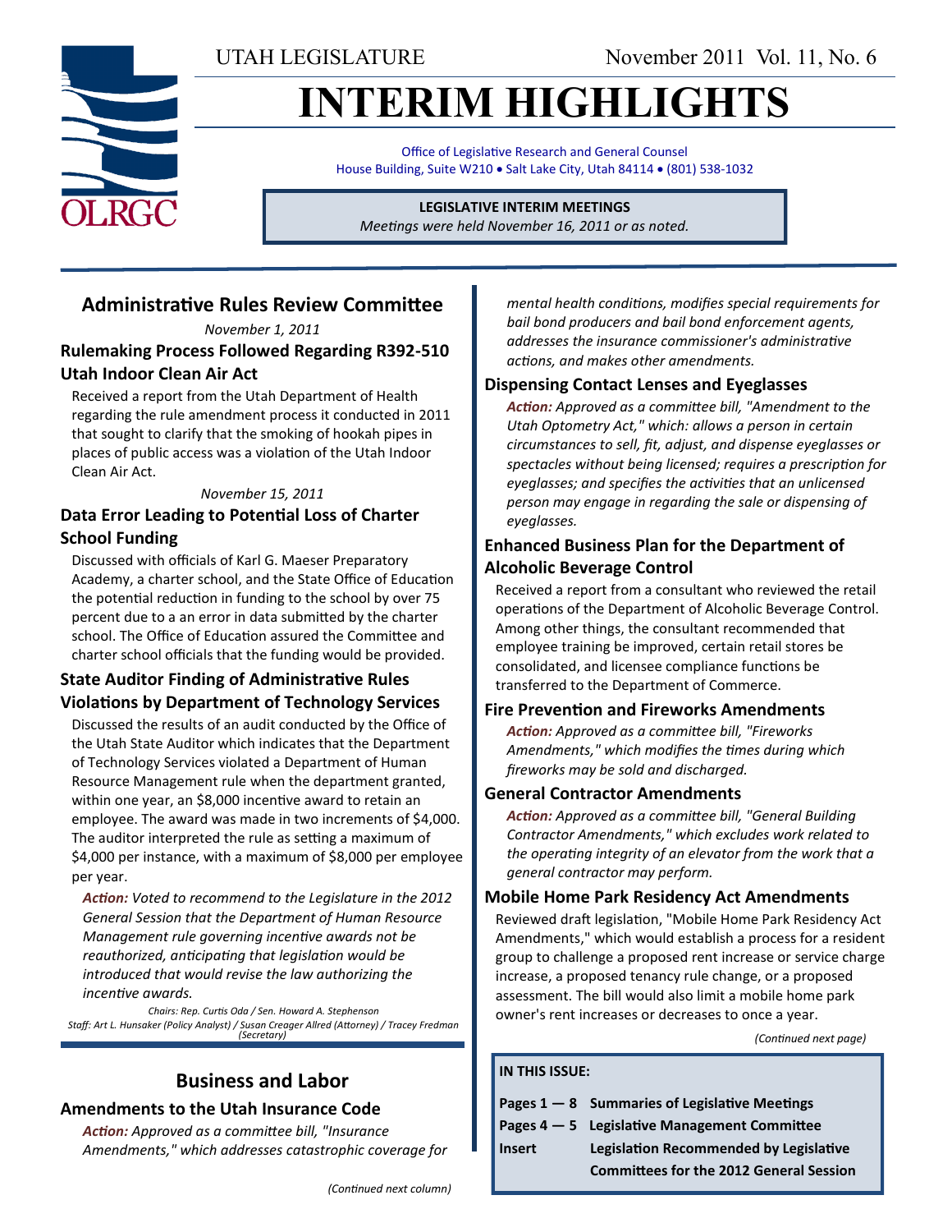UTAH LEGISLATURE

November 2011 Vol. 11, No. 6

# INTERIM HIGHLIGHTS

Office of Legislative Research and General Counsel
House Building, Suite W210 • Salt Lake City, Utah 84114 • (801) 538-1032

**LEGISLATIVE INTERIM MEETINGS**
*Meetings were held November 16, 2011 or as noted.*

## Administrative Rules Review Committee

*November 1, 2011*

### Rulemaking Process Followed Regarding R392-510 Utah Indoor Clean Air Act

Received a report from the Utah Department of Health regarding the rule amendment process it conducted in 2011 that sought to clarify that the smoking of hookah pipes in places of public access was a violation of the Utah Indoor Clean Air Act.

*November 15, 2011*

### Data Error Leading to Potential Loss of Charter School Funding

Discussed with officials of Karl G. Maeser Preparatory Academy, a charter school, and the State Office of Education the potential reduction in funding to the school by over 75 percent due to a an error in data submitted by the charter school. The Office of Education assured the Committee and charter school officials that the funding would be provided.

### State Auditor Finding of Administrative Rules Violations by Department of Technology Services

Discussed the results of an audit conducted by the Office of the Utah State Auditor which indicates that the Department of Technology Services violated a Department of Human Resource Management rule when the department granted, within one year, an $8,000 incentive award to retain an employee. The award was made in two increments of $4,000. The auditor interpreted the rule as setting a maximum of $4,000 per instance, with a maximum of $8,000 per employee per year.

***Action:*** *Voted to recommend to the Legislature in the 2012 General Session that the Department of Human Resource Management rule governing incentive awards not be reauthorized, anticipating that legislation would be introduced that would revise the law authorizing the incentive awards.*

*Chairs: Rep. Curtis Oda / Sen. Howard A. Stephenson*
*Staff: Art L. Hunsaker (Policy Analyst) / Susan Creager Allred (Attorney) / Tracey Fredman (Secretary)*

## Business and Labor

### Amendments to the Utah Insurance Code

***Action:*** *Approved as a committee bill, "Insurance Amendments," which addresses catastrophic coverage for mental health conditions, modifies special requirements for bail bond producers and bail bond enforcement agents, addresses the insurance commissioner's administrative actions, and makes other amendments.*

### Dispensing Contact Lenses and Eyeglasses

***Action:*** *Approved as a committee bill, "Amendment to the Utah Optometry Act," which: allows a person in certain circumstances to sell, fit, adjust, and dispense eyeglasses or spectacles without being licensed; requires a prescription for eyeglasses; and specifies the activities that an unlicensed person may engage in regarding the sale or dispensing of eyeglasses.*

### Enhanced Business Plan for the Department of Alcoholic Beverage Control

Received a report from a consultant who reviewed the retail operations of the Department of Alcoholic Beverage Control. Among other things, the consultant recommended that employee training be improved, certain retail stores be consolidated, and licensee compliance functions be transferred to the Department of Commerce.

### Fire Prevention and Fireworks Amendments

***Action:*** *Approved as a committee bill, "Fireworks Amendments," which modifies the times during which fireworks may be sold and discharged.*

### General Contractor Amendments

***Action:*** *Approved as a committee bill, "General Building Contractor Amendments," which excludes work related to the operating integrity of an elevator from the work that a general contractor may perform.*

### Mobile Home Park Residency Act Amendments

Reviewed draft legislation, "Mobile Home Park Residency Act Amendments," which would establish a process for a resident group to challenge a proposed rent increase or service charge increase, a proposed tenancy rule change, or a proposed assessment. The bill would also limit a mobile home park owner's rent increases or decreases to once a year.

*(Continued next page)*

**IN THIS ISSUE:**

| | |
|---|---|
| **Pages 1 — 8** | **Summaries of Legislative Meetings** |
| **Pages 4 — 5** | **Legislative Management Committee** |
| **Insert** | **Legislation Recommended by Legislative Committees for the 2012 General Session** |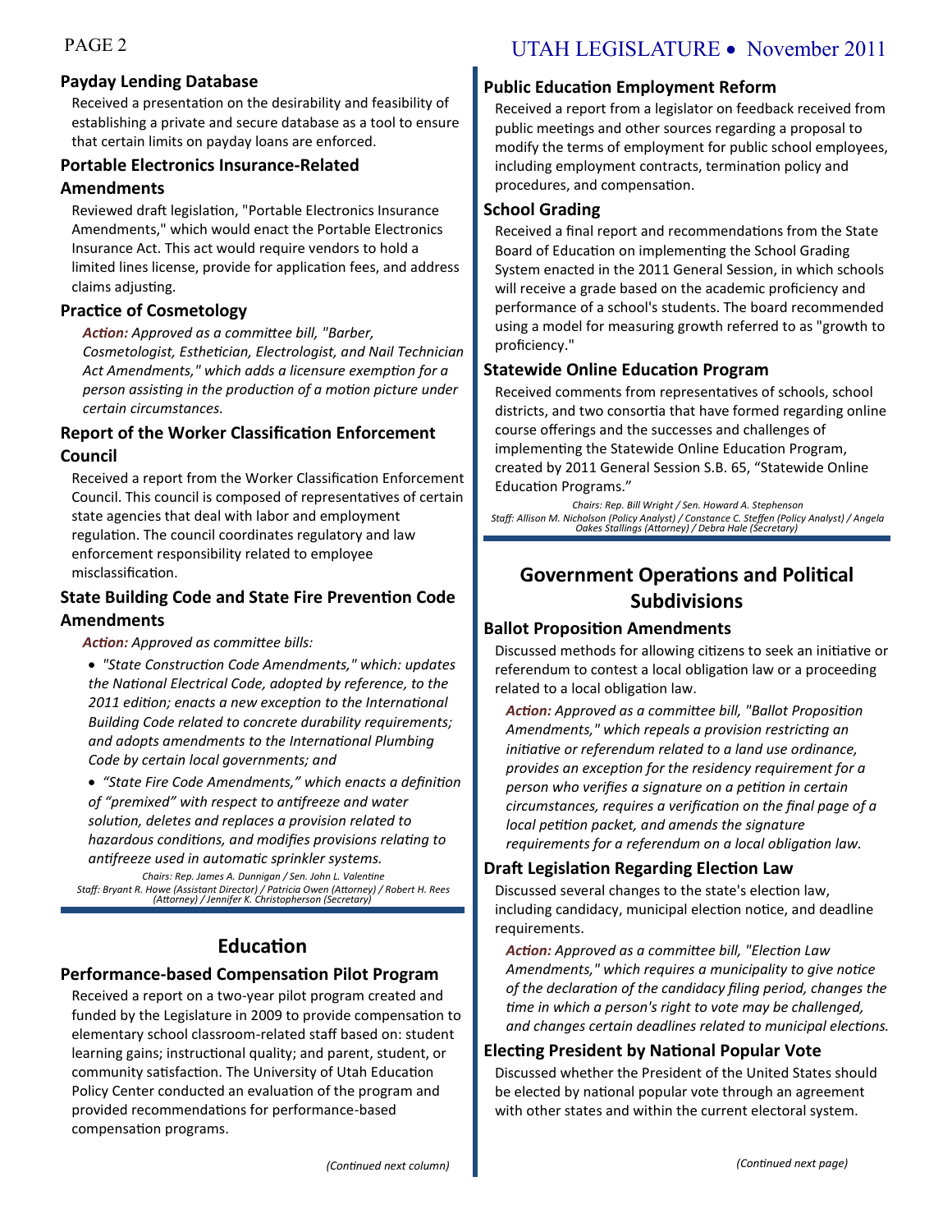### Payday Lending Database

Received a presentation on the desirability and feasibility of establishing a private and secure database as a tool to ensure that certain limits on payday loans are enforced.

### Portable Electronics Insurance-Related Amendments

Reviewed draft legislation, "Portable Electronics Insurance Amendments," which would enact the Portable Electronics Insurance Act. This act would require vendors to hold a limited lines license, provide for application fees, and address claims adjusting.

### Practice of Cosmetology

***Action:*** *Approved as a committee bill, "Barber, Cosmetologist, Esthetician, Electrologist, and Nail Technician Act Amendments," which adds a licensure exemption for a person assisting in the production of a motion picture under certain circumstances.*

### Report of the Worker Classification Enforcement Council

Received a report from the Worker Classification Enforcement Council. This council is composed of representatives of certain state agencies that deal with labor and employment regulation. The council coordinates regulatory and law enforcement responsibility related to employee misclassification.

### State Building Code and State Fire Prevention Code Amendments

***Action:*** *Approved as committee bills:*

- *"State Construction Code Amendments," which: updates the National Electrical Code, adopted by reference, to the 2011 edition; enacts a new exception to the International Building Code related to concrete durability requirements; and adopts amendments to the International Plumbing Code by certain local governments; and*
- *"State Fire Code Amendments," which enacts a definition of "premixed" with respect to antifreeze and water solution, deletes and replaces a provision related to hazardous conditions, and modifies provisions relating to antifreeze used in automatic sprinkler systems.*

*Chairs: Rep. James A. Dunnigan / Sen. John L. Valentine*
*Staff: Bryant R. Howe (Assistant Director) / Patricia Owen (Attorney) / Robert H. Rees (Attorney) / Jennifer K. Christopherson (Secretary)*

## Education

### Performance-based Compensation Pilot Program

Received a report on a two-year pilot program created and funded by the Legislature in 2009 to provide compensation to elementary school classroom-related staff based on: student learning gains; instructional quality; and parent, student, or community satisfaction. The University of Utah Education Policy Center conducted an evaluation of the program and provided recommendations for performance-based compensation programs.

### Public Education Employment Reform

Received a report from a legislator on feedback received from public meetings and other sources regarding a proposal to modify the terms of employment for public school employees, including employment contracts, termination policy and procedures, and compensation.

### School Grading

Received a final report and recommendations from the State Board of Education on implementing the School Grading System enacted in the 2011 General Session, in which schools will receive a grade based on the academic proficiency and performance of a school's students. The board recommended using a model for measuring growth referred to as "growth to proficiency."

### Statewide Online Education Program

Received comments from representatives of schools, school districts, and two consortia that have formed regarding online course offerings and the successes and challenges of implementing the Statewide Online Education Program, created by 2011 General Session S.B. 65, "Statewide Online Education Programs."

*Chairs: Rep. Bill Wright / Sen. Howard A. Stephenson*
*Staff: Allison M. Nicholson (Policy Analyst) / Constance C. Steffen (Policy Analyst) / Angela Oakes Stallings (Attorney) / Debra Hale (Secretary)*

## Government Operations and Political Subdivisions

### Ballot Proposition Amendments

Discussed methods for allowing citizens to seek an initiative or referendum to contest a local obligation law or a proceeding related to a local obligation law.

***Action:*** *Approved as a committee bill, "Ballot Proposition Amendments," which repeals a provision restricting an initiative or referendum related to a land use ordinance, provides an exception for the residency requirement for a person who verifies a signature on a petition in certain circumstances, requires a verification on the final page of a local petition packet, and amends the signature requirements for a referendum on a local obligation law.*

### Draft Legislation Regarding Election Law

Discussed several changes to the state's election law, including candidacy, municipal election notice, and deadline requirements.

***Action:*** *Approved as a committee bill, "Election Law Amendments," which requires a municipality to give notice of the declaration of the candidacy filing period, changes the time in which a person's right to vote may be challenged, and changes certain deadlines related to municipal elections.*

### Electing President by National Popular Vote

Discussed whether the President of the United States should be elected by national popular vote through an agreement with other states and within the current electoral system.

*(Continued next page)*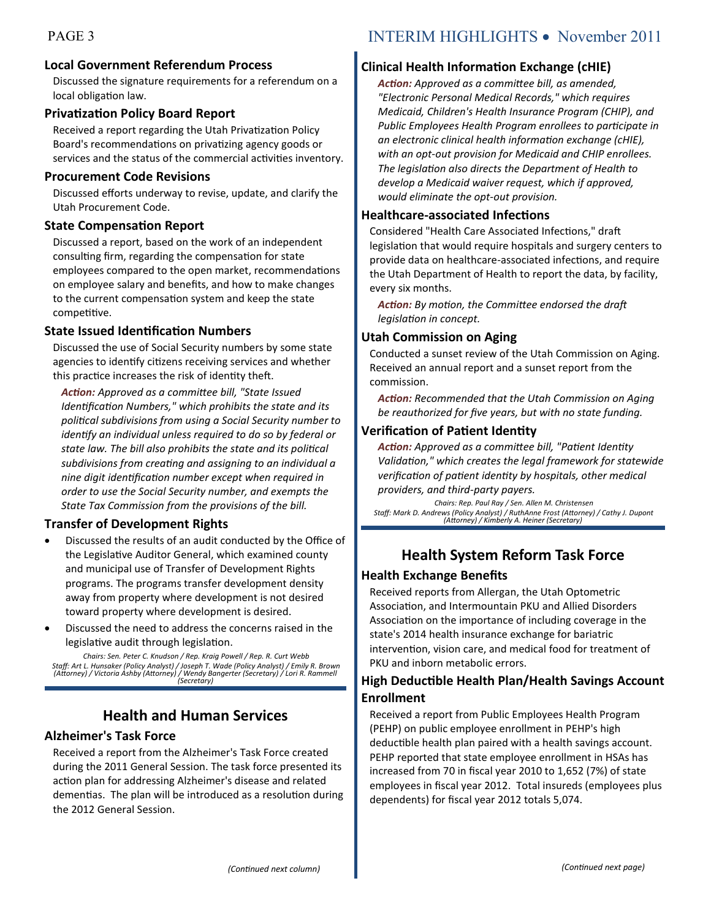### Local Government Referendum Process

Discussed the signature requirements for a referendum on a local obligation law.

### Privatization Policy Board Report

Received a report regarding the Utah Privatization Policy Board's recommendations on privatizing agency goods or services and the status of the commercial activities inventory.

### Procurement Code Revisions

Discussed efforts underway to revise, update, and clarify the Utah Procurement Code.

### State Compensation Report

Discussed a report, based on the work of an independent consulting firm, regarding the compensation for state employees compared to the open market, recommendations on employee salary and benefits, and how to make changes to the current compensation system and keep the state competitive.

### State Issued Identification Numbers

Discussed the use of Social Security numbers by some state agencies to identify citizens receiving services and whether this practice increases the risk of identity theft.

***Action:*** *Approved as a committee bill, "State Issued Identification Numbers," which prohibits the state and its political subdivisions from using a Social Security number to identify an individual unless required to do so by federal or state law. The bill also prohibits the state and its political subdivisions from creating and assigning to an individual a nine digit identification number except when required in order to use the Social Security number, and exempts the State Tax Commission from the provisions of the bill.*

### Transfer of Development Rights

- Discussed the results of an audit conducted by the Office of the Legislative Auditor General, which examined county and municipal use of Transfer of Development Rights programs. The programs transfer development density away from property where development is not desired toward property where development is desired.
- Discussed the need to address the concerns raised in the legislative audit through legislation.

*Chairs: Sen. Peter C. Knudson / Rep. Kraig Powell / Rep. R. Curt Webb*
*Staff: Art L. Hunsaker (Policy Analyst) / Joseph T. Wade (Policy Analyst) / Emily R. Brown (Attorney) / Victoria Ashby (Attorney) / Wendy Bangerter (Secretary) / Lori R. Rammell (Secretary)*

## Health and Human Services

### Alzheimer's Task Force

Received a report from the Alzheimer's Task Force created during the 2011 General Session. The task force presented its action plan for addressing Alzheimer's disease and related dementias. The plan will be introduced as a resolution during the 2012 General Session.

### Clinical Health Information Exchange (cHIE)

***Action:*** *Approved as a committee bill, as amended, "Electronic Personal Medical Records," which requires Medicaid, Children's Health Insurance Program (CHIP), and Public Employees Health Program enrollees to participate in an electronic clinical health information exchange (cHIE), with an opt-out provision for Medicaid and CHIP enrollees. The legislation also directs the Department of Health to develop a Medicaid waiver request, which if approved, would eliminate the opt-out provision.*

### Healthcare-associated Infections

Considered "Health Care Associated Infections," draft legislation that would require hospitals and surgery centers to provide data on healthcare-associated infections, and require the Utah Department of Health to report the data, by facility, every six months.

***Action:*** *By motion, the Committee endorsed the draft legislation in concept.*

### Utah Commission on Aging

Conducted a sunset review of the Utah Commission on Aging. Received an annual report and a sunset report from the commission.

***Action:*** *Recommended that the Utah Commission on Aging be reauthorized for five years, but with no state funding.*

### Verification of Patient Identity

***Action:*** *Approved as a committee bill, "Patient Identity Validation," which creates the legal framework for statewide verification of patient identity by hospitals, other medical providers, and third-party payers.*

*Chairs: Rep. Paul Ray / Sen. Allen M. Christensen*
*Staff: Mark D. Andrews (Policy Analyst) / RuthAnne Frost (Attorney) / Cathy J. Dupont (Attorney) / Kimberly A. Heiner (Secretary)*

## Health System Reform Task Force

### Health Exchange Benefits

Received reports from Allergan, the Utah Optometric Association, and Intermountain PKU and Allied Disorders Association on the importance of including coverage in the state's 2014 health insurance exchange for bariatric intervention, vision care, and medical food for treatment of PKU and inborn metabolic errors.

### High Deductible Health Plan/Health Savings Account Enrollment

Received a report from Public Employees Health Program (PEHP) on public employee enrollment in PEHP's high deductible health plan paired with a health savings account. PEHP reported that state employee enrollment in HSAs has increased from 70 in fiscal year 2010 to 1,652 (7%) of state employees in fiscal year 2012. Total insureds (employees plus dependents) for fiscal year 2012 totals 5,074.

*(Continued next page)*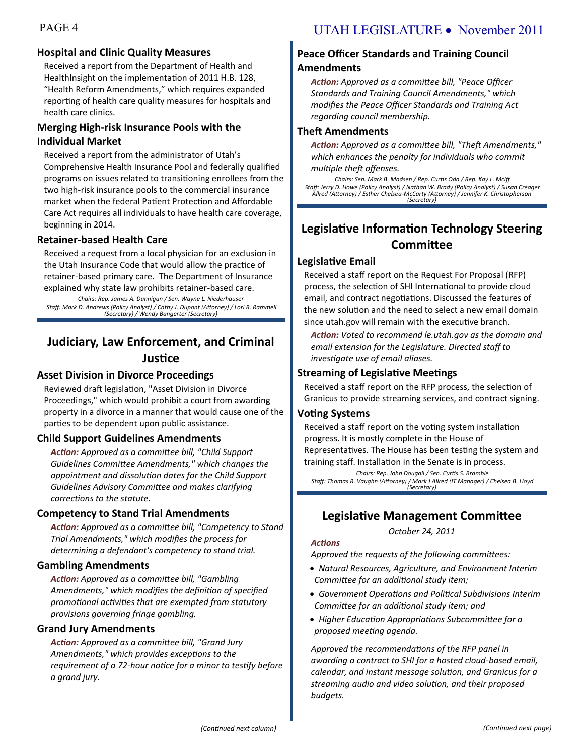### Hospital and Clinic Quality Measures

Received a report from the Department of Health and HealthInsight on the implementation of 2011 H.B. 128, "Health Reform Amendments," which requires expanded reporting of health care quality measures for hospitals and health care clinics.

### Merging High-risk Insurance Pools with the Individual Market

Received a report from the administrator of Utah's Comprehensive Health Insurance Pool and federally qualified programs on issues related to transitioning enrollees from the two high-risk insurance pools to the commercial insurance market when the federal Patient Protection and Affordable Care Act requires all individuals to have health care coverage, beginning in 2014.

### Retainer-based Health Care

Received a request from a local physician for an exclusion in the Utah Insurance Code that would allow the practice of retainer-based primary care. The Department of Insurance explained why state law prohibits retainer-based care.

*Chairs: Rep. James A. Dunnigan / Sen. Wayne L. Niederhauser*
*Staff: Mark D. Andrews (Policy Analyst) / Cathy J. Dupont (Attorney) / Lori R. Rammell (Secretary) / Wendy Bangerter (Secretary)*

## Judiciary, Law Enforcement, and Criminal Justice

### Asset Division in Divorce Proceedings

Reviewed draft legislation, "Asset Division in Divorce Proceedings," which would prohibit a court from awarding property in a divorce in a manner that would cause one of the parties to be dependent upon public assistance.

### Child Support Guidelines Amendments

*Action: Approved as a committee bill, "Child Support Guidelines Committee Amendments," which changes the appointment and dissolution dates for the Child Support Guidelines Advisory Committee and makes clarifying corrections to the statute.*

### Competency to Stand Trial Amendments

*Action: Approved as a committee bill, "Competency to Stand Trial Amendments," which modifies the process for determining a defendant's competency to stand trial.*

### Gambling Amendments

*Action: Approved as a committee bill, "Gambling Amendments," which modifies the definition of specified promotional activities that are exempted from statutory provisions governing fringe gambling.*

### Grand Jury Amendments

*Action: Approved as a committee bill, "Grand Jury Amendments," which provides exceptions to the requirement of a 72-hour notice for a minor to testify before a grand jury.*

*(Continued next column)*

### Peace Officer Standards and Training Council Amendments

*Action: Approved as a committee bill, "Peace Officer Standards and Training Council Amendments," which modifies the Peace Officer Standards and Training Act regarding council membership.*

### Theft Amendments

*Action: Approved as a committee bill, "Theft Amendments," which enhances the penalty for individuals who commit multiple theft offenses.*

*Chairs: Sen. Mark B. Madsen / Rep. Curtis Oda / Rep. Kay L. McIff*
*Staff: Jerry D. Howe (Policy Analyst) / Nathan W. Brady (Policy Analyst) / Susan Creager Allred (Attorney) / Esther Chelsea-McCarty (Attorney) / Jennifer K. Christopherson (Secretary)*

## Legislative Information Technology Steering Committee

### Legislative Email

Received a staff report on the Request For Proposal (RFP) process, the selection of SHI International to provide cloud email, and contract negotiations. Discussed the features of the new solution and the need to select a new email domain since utah.gov will remain with the executive branch.

*Action: Voted to recommend le.utah.gov as the domain and email extension for the Legislature. Directed staff to investigate use of email aliases.*

### Streaming of Legislative Meetings

Received a staff report on the RFP process, the selection of Granicus to provide streaming services, and contract signing.

### Voting Systems

Received a staff report on the voting system installation progress. It is mostly complete in the House of Representatives. The House has been testing the system and training staff. Installation in the Senate is in process.

*Chairs: Rep. John Dougall / Sen. Curtis S. Bramble*
*Staff: Thomas R. Vaughn (Attorney) / Mark J Allred (IT Manager) / Chelsea B. Lloyd (Secretary)*

## Legislative Management Committee

*October 24, 2011*

*Actions*

*Approved the requests of the following committees:*

- *Natural Resources, Agriculture, and Environment Interim Committee for an additional study item;*
- *Government Operations and Political Subdivisions Interim Committee for an additional study item; and*
- *Higher Education Appropriations Subcommittee for a proposed meeting agenda.*

*Approved the recommendations of the RFP panel in awarding a contract to SHI for a hosted cloud-based email, calendar, and instant message solution, and Granicus for a streaming audio and video solution, and their proposed budgets.*

*(Continued next page)*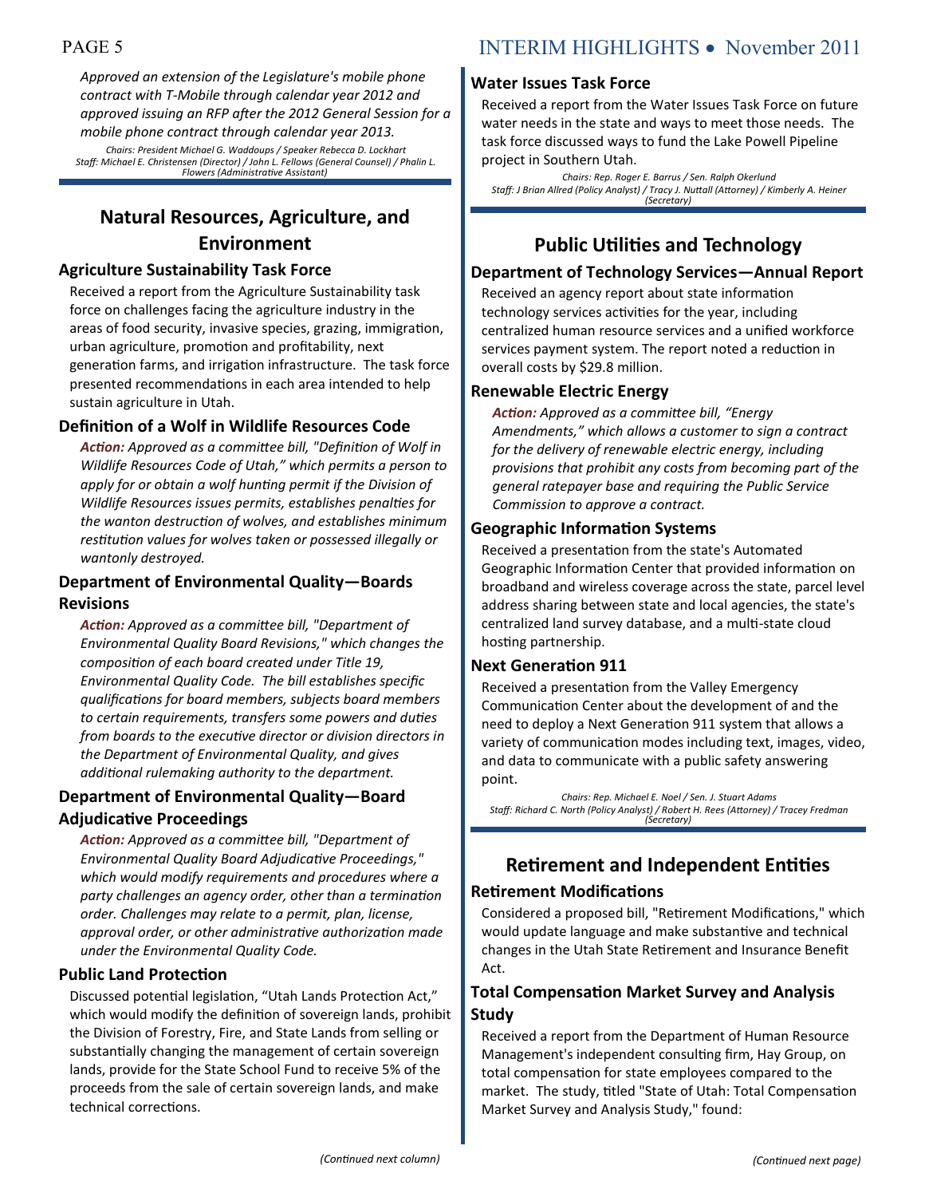*Approved an extension of the Legislature's mobile phone contract with T-Mobile through calendar year 2012 and approved issuing an RFP after the 2012 General Session for a mobile phone contract through calendar year 2013.*

*Chairs: President Michael G. Waddoups / Speaker Rebecca D. Lockhart*
*Staff: Michael E. Christensen (Director) / John L. Fellows (General Counsel) / Phalin L. Flowers (Administrative Assistant)*

## Natural Resources, Agriculture, and Environment

### Agriculture Sustainability Task Force

Received a report from the Agriculture Sustainability task force on challenges facing the agriculture industry in the areas of food security, invasive species, grazing, immigration, urban agriculture, promotion and profitability, next generation farms, and irrigation infrastructure. The task force presented recommendations in each area intended to help sustain agriculture in Utah.

### Definition of a Wolf in Wildlife Resources Code

***Action:*** *Approved as a committee bill, "Definition of Wolf in Wildlife Resources Code of Utah," which permits a person to apply for or obtain a wolf hunting permit if the Division of Wildlife Resources issues permits, establishes penalties for the wanton destruction of wolves, and establishes minimum restitution values for wolves taken or possessed illegally or wantonly destroyed.*

### Department of Environmental Quality—Boards Revisions

***Action:*** *Approved as a committee bill, "Department of Environmental Quality Board Revisions," which changes the composition of each board created under Title 19, Environmental Quality Code. The bill establishes specific qualifications for board members, subjects board members to certain requirements, transfers some powers and duties from boards to the executive director or division directors in the Department of Environmental Quality, and gives additional rulemaking authority to the department.*

### Department of Environmental Quality—Board Adjudicative Proceedings

***Action:*** *Approved as a committee bill, "Department of Environmental Quality Board Adjudicative Proceedings," which would modify requirements and procedures where a party challenges an agency order, other than a termination order. Challenges may relate to a permit, plan, license, approval order, or other administrative authorization made under the Environmental Quality Code.*

### Public Land Protection

Discussed potential legislation, "Utah Lands Protection Act," which would modify the definition of sovereign lands, prohibit the Division of Forestry, Fire, and State Lands from selling or substantially changing the management of certain sovereign lands, provide for the State School Fund to receive 5% of the proceeds from the sale of certain sovereign lands, and make technical corrections.

*(Continued next column)*

### Water Issues Task Force

Received a report from the Water Issues Task Force on future water needs in the state and ways to meet those needs. The task force discussed ways to fund the Lake Powell Pipeline project in Southern Utah.

*Chairs: Rep. Roger E. Barrus / Sen. Ralph Okerlund*
*Staff: J Brian Allred (Policy Analyst) / Tracy J. Nuttall (Attorney) / Kimberly A. Heiner (Secretary)*

## Public Utilities and Technology

### Department of Technology Services—Annual Report

Received an agency report about state information technology services activities for the year, including centralized human resource services and a unified workforce services payment system. The report noted a reduction in overall costs by $29.8 million.

### Renewable Electric Energy

***Action:*** *Approved as a committee bill, "Energy Amendments," which allows a customer to sign a contract for the delivery of renewable electric energy, including provisions that prohibit any costs from becoming part of the general ratepayer base and requiring the Public Service Commission to approve a contract.*

### Geographic Information Systems

Received a presentation from the state's Automated Geographic Information Center that provided information on broadband and wireless coverage across the state, parcel level address sharing between state and local agencies, the state's centralized land survey database, and a multi-state cloud hosting partnership.

### Next Generation 911

Received a presentation from the Valley Emergency Communication Center about the development of and the need to deploy a Next Generation 911 system that allows a variety of communication modes including text, images, video, and data to communicate with a public safety answering point.

*Chairs: Rep. Michael E. Noel / Sen. J. Stuart Adams*
*Staff: Richard C. North (Policy Analyst) / Robert H. Rees (Attorney) / Tracey Fredman (Secretary)*

## Retirement and Independent Entities

### Retirement Modifications

Considered a proposed bill, "Retirement Modifications," which would update language and make substantive and technical changes in the Utah State Retirement and Insurance Benefit Act.

### Total Compensation Market Survey and Analysis Study

Received a report from the Department of Human Resource Management's independent consulting firm, Hay Group, on total compensation for state employees compared to the market. The study, titled "State of Utah: Total Compensation Market Survey and Analysis Study," found:

*(Continued next page)*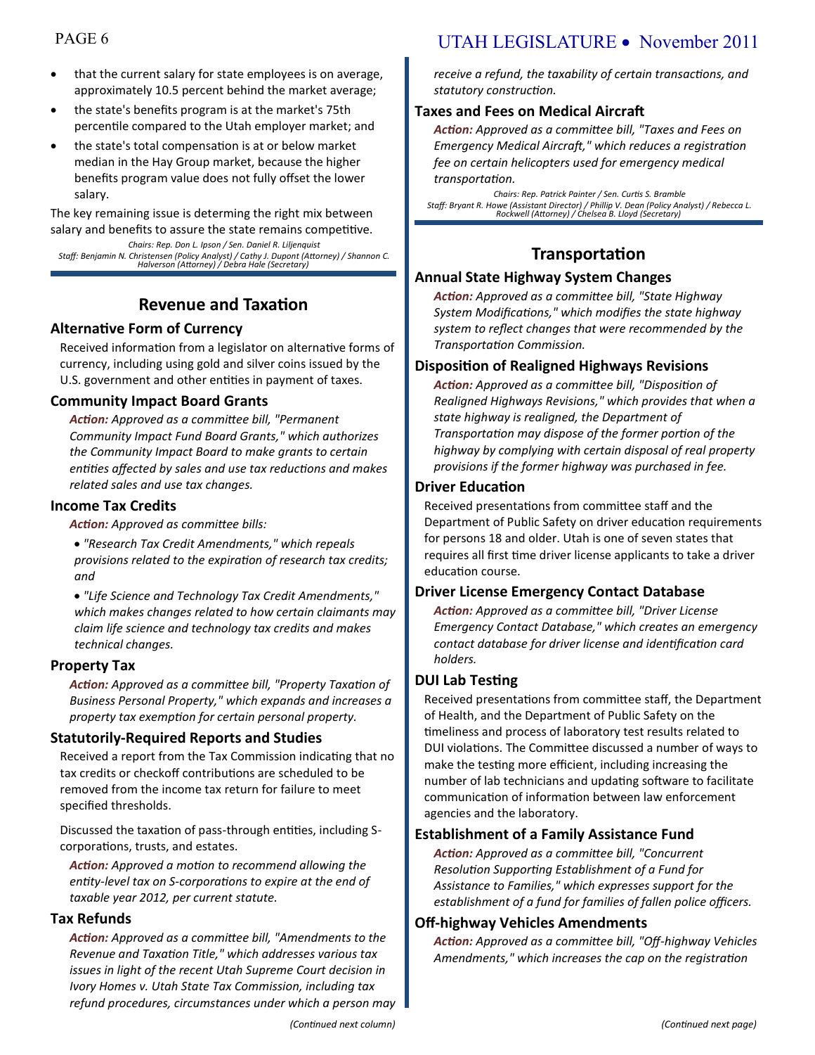- that the current salary for state employees is on average, approximately 10.5 percent behind the market average;
- the state's benefits program is at the market's 75th percentile compared to the Utah employer market; and
- the state's total compensation is at or below market median in the Hay Group market, because the higher benefits program value does not fully offset the lower salary.

The key remaining issue is determing the right mix between salary and benefits to assure the state remains competitive.

*Chairs: Rep. Don L. Ipson / Sen. Daniel R. Liljenquist*
*Staff: Benjamin N. Christensen (Policy Analyst) / Cathy J. Dupont (Attorney) / Shannon C. Halverson (Attorney) / Debra Hale (Secretary)*

## Revenue and Taxation

### Alternative Form of Currency

Received information from a legislator on alternative forms of currency, including using gold and silver coins issued by the U.S. government and other entities in payment of taxes.

### Community Impact Board Grants

***Action:*** *Approved as a committee bill, "Permanent Community Impact Fund Board Grants," which authorizes the Community Impact Board to make grants to certain entities affected by sales and use tax reductions and makes related sales and use tax changes.*

### Income Tax Credits

***Action:*** *Approved as committee bills:*

- *"Research Tax Credit Amendments," which repeals provisions related to the expiration of research tax credits; and*
- *"Life Science and Technology Tax Credit Amendments," which makes changes related to how certain claimants may claim life science and technology tax credits and makes technical changes.*

### Property Tax

***Action:*** *Approved as a committee bill, "Property Taxation of Business Personal Property," which expands and increases a property tax exemption for certain personal property.*

### Statutorily-Required Reports and Studies

Received a report from the Tax Commission indicating that no tax credits or checkoff contributions are scheduled to be removed from the income tax return for failure to meet specified thresholds.

Discussed the taxation of pass-through entities, including S-corporations, trusts, and estates.

***Action:*** *Approved a motion to recommend allowing the entity-level tax on S-corporations to expire at the end of taxable year 2012, per current statute.*

### Tax Refunds

***Action:*** *Approved as a committee bill, "Amendments to the Revenue and Taxation Title," which addresses various tax issues in light of the recent Utah Supreme Court decision in Ivory Homes v. Utah State Tax Commission, including tax refund procedures, circumstances under which a person may receive a refund, the taxability of certain transactions, and statutory construction.*

### Taxes and Fees on Medical Aircraft

***Action:*** *Approved as a committee bill, "Taxes and Fees on Emergency Medical Aircraft," which reduces a registration fee on certain helicopters used for emergency medical transportation.*

*Chairs: Rep. Patrick Painter / Sen. Curtis S. Bramble*
*Staff: Bryant R. Howe (Assistant Director) / Phillip V. Dean (Policy Analyst) / Rebecca L. Rockwell (Attorney) / Chelsea B. Lloyd (Secretary)*

## Transportation

### Annual State Highway System Changes

***Action:*** *Approved as a committee bill, "State Highway System Modifications," which modifies the state highway system to reflect changes that were recommended by the Transportation Commission.*

### Disposition of Realigned Highways Revisions

***Action:*** *Approved as a committee bill, "Disposition of Realigned Highways Revisions," which provides that when a state highway is realigned, the Department of Transportation may dispose of the former portion of the highway by complying with certain disposal of real property provisions if the former highway was purchased in fee.*

### Driver Education

Received presentations from committee staff and the Department of Public Safety on driver education requirements for persons 18 and older. Utah is one of seven states that requires all first time driver license applicants to take a driver education course.

### Driver License Emergency Contact Database

***Action:*** *Approved as a committee bill, "Driver License Emergency Contact Database," which creates an emergency contact database for driver license and identification card holders.*

### DUI Lab Testing

Received presentations from committee staff, the Department of Health, and the Department of Public Safety on the timeliness and process of laboratory test results related to DUI violations. The Committee discussed a number of ways to make the testing more efficient, including increasing the number of lab technicians and updating software to facilitate communication of information between law enforcement agencies and the laboratory.

### Establishment of a Family Assistance Fund

***Action:*** *Approved as a committee bill, "Concurrent Resolution Supporting Establishment of a Fund for Assistance to Families," which expresses support for the establishment of a fund for families of fallen police officers.*

### Off-highway Vehicles Amendments

***Action:*** *Approved as a committee bill, "Off-highway Vehicles Amendments," which increases the cap on the registration*

*(Continued next page)*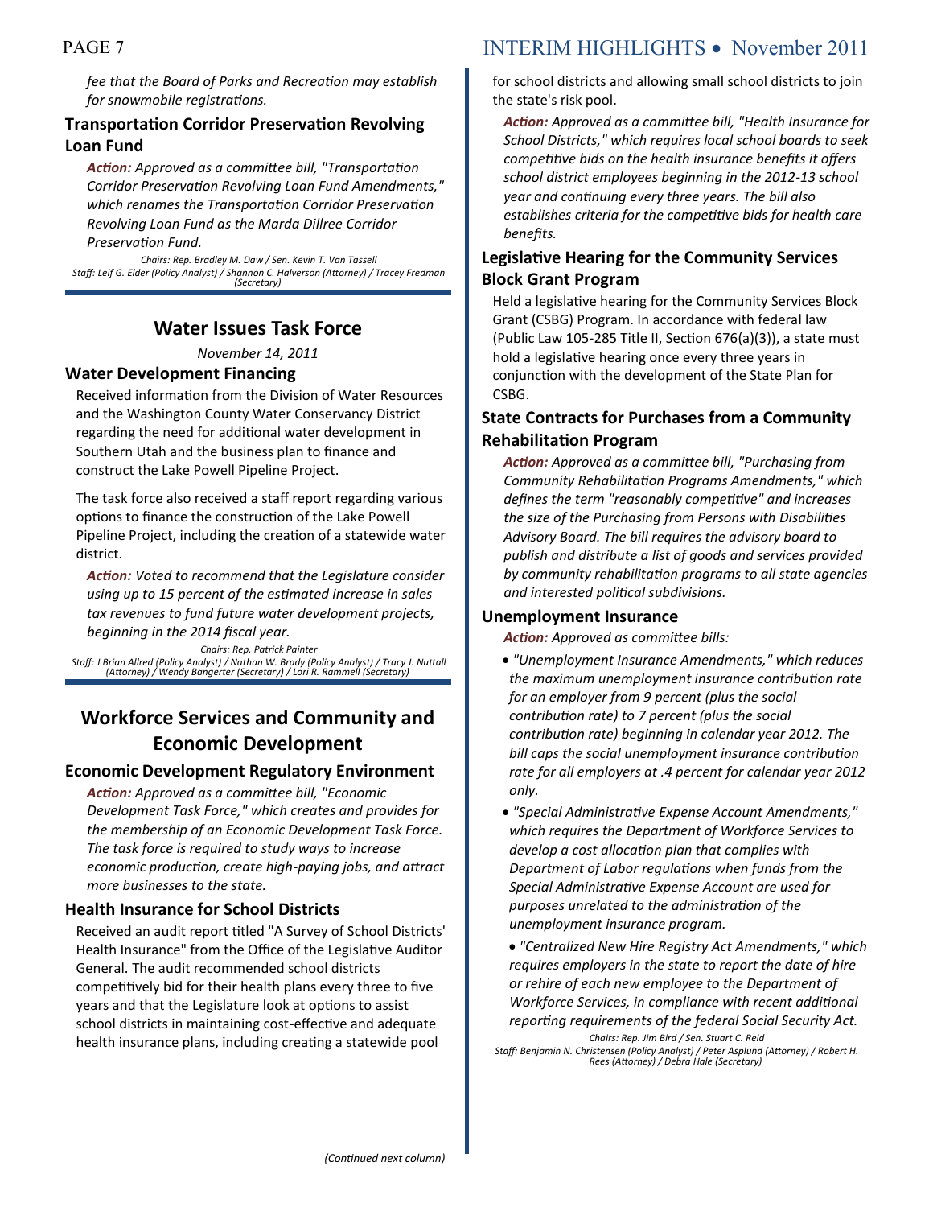*fee that the Board of Parks and Recreation may establish for snowmobile registrations.*

### Transportation Corridor Preservation Revolving Loan Fund

***Action:*** *Approved as a committee bill, "Transportation Corridor Preservation Revolving Loan Fund Amendments," which renames the Transportation Corridor Preservation Revolving Loan Fund as the Marda Dillree Corridor Preservation Fund.*

*Chairs: Rep. Bradley M. Daw / Sen. Kevin T. Van Tassell*
*Staff: Leif G. Elder (Policy Analyst) / Shannon C. Halverson (Attorney) / Tracey Fredman (Secretary)*

## Water Issues Task Force

*November 14, 2011*

### Water Development Financing

Received information from the Division of Water Resources and the Washington County Water Conservancy District regarding the need for additional water development in Southern Utah and the business plan to finance and construct the Lake Powell Pipeline Project.

The task force also received a staff report regarding various options to finance the construction of the Lake Powell Pipeline Project, including the creation of a statewide water district.

***Action:*** *Voted to recommend that the Legislature consider using up to 15 percent of the estimated increase in sales tax revenues to fund future water development projects, beginning in the 2014 fiscal year.*

*Chairs: Rep. Patrick Painter*
*Staff: J Brian Allred (Policy Analyst) / Nathan W. Brady (Policy Analyst) / Tracy J. Nuttall (Attorney) / Wendy Bangerter (Secretary) / Lori R. Rammell (Secretary)*

## Workforce Services and Community and Economic Development

### Economic Development Regulatory Environment

***Action:*** *Approved as a committee bill, "Economic Development Task Force," which creates and provides for the membership of an Economic Development Task Force. The task force is required to study ways to increase economic production, create high-paying jobs, and attract more businesses to the state.*

### Health Insurance for School Districts

Received an audit report titled "A Survey of School Districts' Health Insurance" from the Office of the Legislative Auditor General. The audit recommended school districts competitively bid for their health plans every three to five years and that the Legislature look at options to assist school districts in maintaining cost-effective and adequate health insurance plans, including creating a statewide pool for school districts and allowing small school districts to join the state's risk pool.

***Action:*** *Approved as a committee bill, "Health Insurance for School Districts," which requires local school boards to seek competitive bids on the health insurance benefits it offers school district employees beginning in the 2012-13 school year and continuing every three years. The bill also establishes criteria for the competitive bids for health care benefits.*

### Legislative Hearing for the Community Services Block Grant Program

Held a legislative hearing for the Community Services Block Grant (CSBG) Program. In accordance with federal law (Public Law 105-285 Title II, Section 676(a)(3)), a state must hold a legislative hearing once every three years in conjunction with the development of the State Plan for CSBG.

### State Contracts for Purchases from a Community Rehabilitation Program

***Action:*** *Approved as a committee bill, "Purchasing from Community Rehabilitation Programs Amendments," which defines the term "reasonably competitive" and increases the size of the Purchasing from Persons with Disabilities Advisory Board. The bill requires the advisory board to publish and distribute a list of goods and services provided by community rehabilitation programs to all state agencies and interested political subdivisions.*

### Unemployment Insurance

***Action:*** *Approved as committee bills:*

- *"Unemployment Insurance Amendments," which reduces the maximum unemployment insurance contribution rate for an employer from 9 percent (plus the social contribution rate) to 7 percent (plus the social contribution rate) beginning in calendar year 2012. The bill caps the social unemployment insurance contribution rate for all employers at .4 percent for calendar year 2012 only.*
- *"Special Administrative Expense Account Amendments," which requires the Department of Workforce Services to develop a cost allocation plan that complies with Department of Labor regulations when funds from the Special Administrative Expense Account are used for purposes unrelated to the administration of the unemployment insurance program.*
- *"Centralized New Hire Registry Act Amendments," which requires employers in the state to report the date of hire or rehire of each new employee to the Department of Workforce Services, in compliance with recent additional reporting requirements of the federal Social Security Act.*

*Chairs: Rep. Jim Bird / Sen. Stuart C. Reid*
*Staff: Benjamin N. Christensen (Policy Analyst) / Peter Asplund (Attorney) / Robert H. Rees (Attorney) / Debra Hale (Secretary)*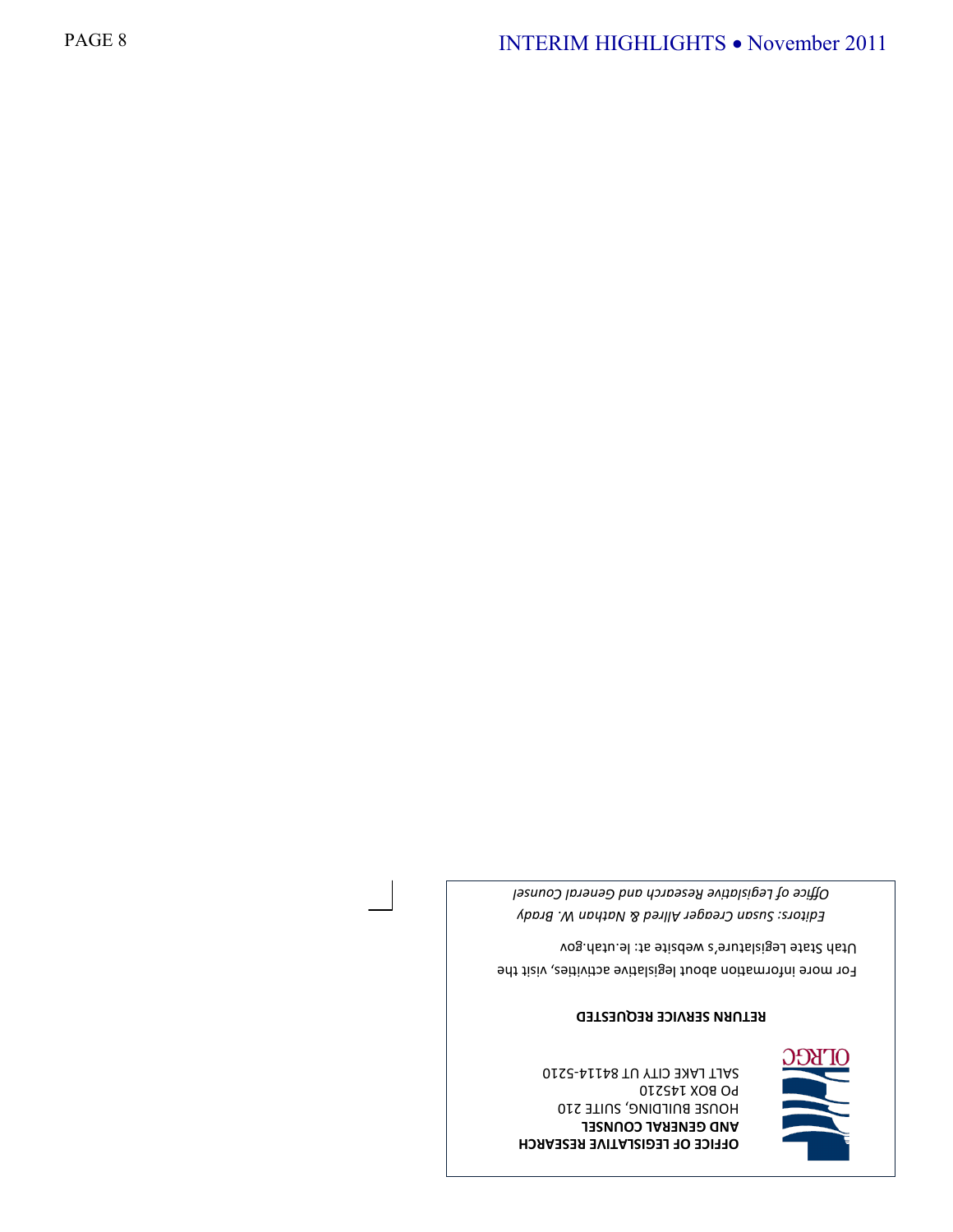**OFFICE OF LEGISLATIVE RESEARCH AND GENERAL COUNSEL**
HOUSE BUILDING, SUITE 210
PO BOX 145210
SALT LAKE CITY UT 84114-5210

OLRGC

**RETURN SERVICE REQUESTED**

For more information about legislative activities, visit the Utah State Legislature's website at: le.utah.gov

*Editors: Susan Creager Allred & Nathan W. Brady*

*Office of Legislative Research and General Counsel*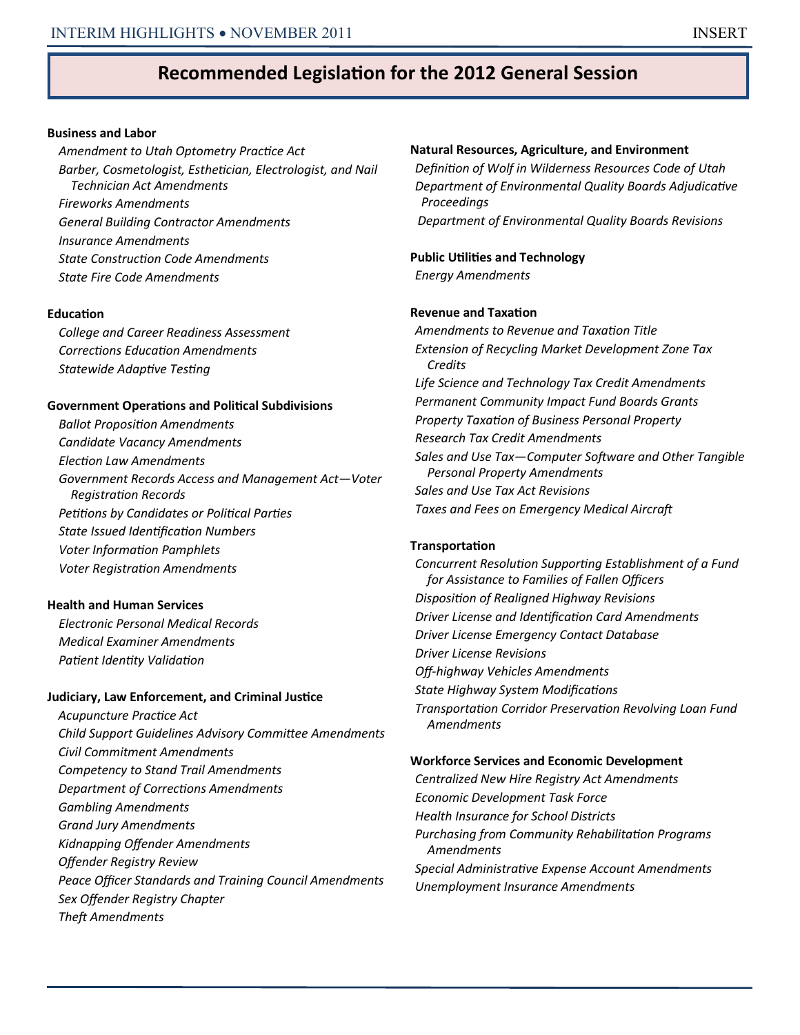# Recommended Legislation for the 2012 General Session

**Business and Labor**

*Amendment to Utah Optometry Practice Act*
*Barber, Cosmetologist, Esthetician, Electrologist, and Nail Technician Act Amendments*
*Fireworks Amendments*
*General Building Contractor Amendments*
*Insurance Amendments*
*State Construction Code Amendments*
*State Fire Code Amendments*

**Education**

*College and Career Readiness Assessment*
*Corrections Education Amendments*
*Statewide Adaptive Testing*

**Government Operations and Political Subdivisions**

*Ballot Proposition Amendments*
*Candidate Vacancy Amendments*
*Election Law Amendments*
*Government Records Access and Management Act—Voter Registration Records*
*Petitions by Candidates or Political Parties*
*State Issued Identification Numbers*
*Voter Information Pamphlets*
*Voter Registration Amendments*

**Health and Human Services**

*Electronic Personal Medical Records*
*Medical Examiner Amendments*
*Patient Identity Validation*

**Judiciary, Law Enforcement, and Criminal Justice**

*Acupuncture Practice Act*
*Child Support Guidelines Advisory Committee Amendments*
*Civil Commitment Amendments*
*Competency to Stand Trail Amendments*
*Department of Corrections Amendments*
*Gambling Amendments*
*Grand Jury Amendments*
*Kidnapping Offender Amendments*
*Offender Registry Review*
*Peace Officer Standards and Training Council Amendments*
*Sex Offender Registry Chapter*
*Theft Amendments*

**Natural Resources, Agriculture, and Environment**

*Definition of Wolf in Wilderness Resources Code of Utah*
*Department of Environmental Quality Boards Adjudicative Proceedings*
*Department of Environmental Quality Boards Revisions*

**Public Utilities and Technology**

*Energy Amendments*

**Revenue and Taxation**

*Amendments to Revenue and Taxation Title*
*Extension of Recycling Market Development Zone Tax Credits*
*Life Science and Technology Tax Credit Amendments*
*Permanent Community Impact Fund Boards Grants*
*Property Taxation of Business Personal Property*
*Research Tax Credit Amendments*
*Sales and Use Tax—Computer Software and Other Tangible Personal Property Amendments*
*Sales and Use Tax Act Revisions*
*Taxes and Fees on Emergency Medical Aircraft*

**Transportation**

*Concurrent Resolution Supporting Establishment of a Fund for Assistance to Families of Fallen Officers*
*Disposition of Realigned Highway Revisions*
*Driver License and Identification Card Amendments*
*Driver License Emergency Contact Database*
*Driver License Revisions*
*Off-highway Vehicles Amendments*
*State Highway System Modifications*
*Transportation Corridor Preservation Revolving Loan Fund Amendments*

**Workforce Services and Economic Development**

*Centralized New Hire Registry Act Amendments*
*Economic Development Task Force*
*Health Insurance for School Districts*
*Purchasing from Community Rehabilitation Programs Amendments*
*Special Administrative Expense Account Amendments*
*Unemployment Insurance Amendments*